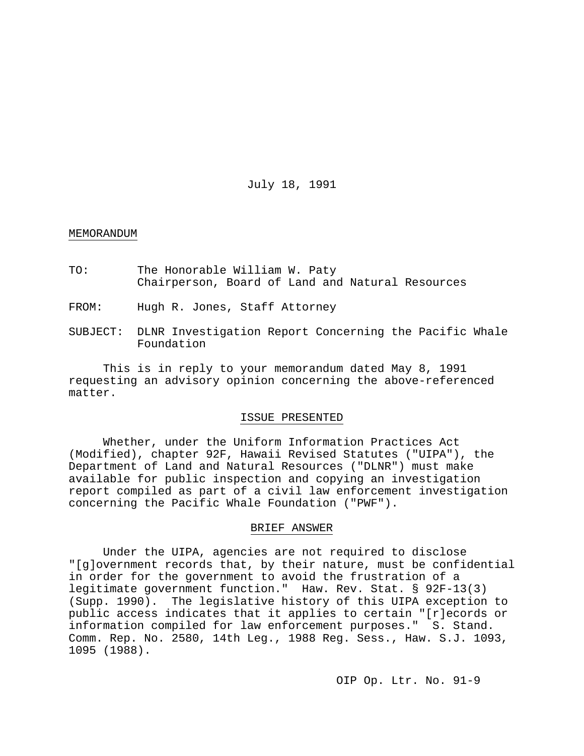July 18, 1991

MEMORANDUM

TO: The Honorable William W. Paty
Chairperson, Board of Land and Natural Resources

FROM: Hugh R. Jones, Staff Attorney

SUBJECT: DLNR Investigation Report Concerning the Pacific Whale Foundation

This is in reply to your memorandum dated May 8, 1991 requesting an advisory opinion concerning the above-referenced matter.

## ISSUE PRESENTED

Whether, under the Uniform Information Practices Act (Modified), chapter 92F, Hawaii Revised Statutes ("UIPA"), the Department of Land and Natural Resources ("DLNR") must make available for public inspection and copying an investigation report compiled as part of a civil law enforcement investigation concerning the Pacific Whale Foundation ("PWF").

## BRIEF ANSWER

Under the UIPA, agencies are not required to disclose "[g]overnment records that, by their nature, must be confidential in order for the government to avoid the frustration of a legitimate government function." Haw. Rev. Stat. § 92F-13(3) (Supp. 1990). The legislative history of this UIPA exception to public access indicates that it applies to certain "[r]ecords or information compiled for law enforcement purposes." S. Stand. Comm. Rep. No. 2580, 14th Leg., 1988 Reg. Sess., Haw. S.J. 1093, 1095 (1988).

OIP Op. Ltr. No. 91-9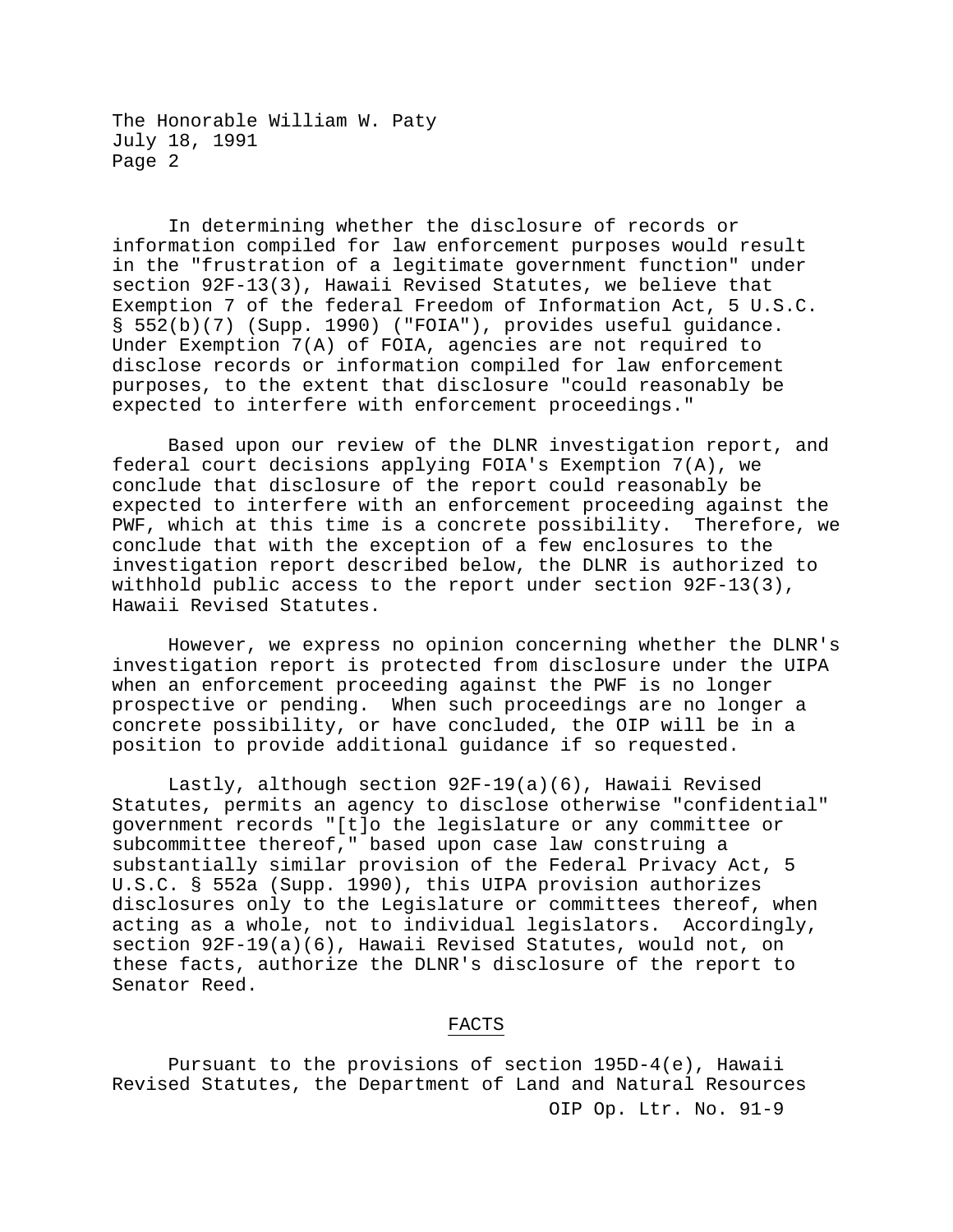In determining whether the disclosure of records or information compiled for law enforcement purposes would result in the "frustration of a legitimate government function" under section 92F-13(3), Hawaii Revised Statutes, we believe that Exemption 7 of the federal Freedom of Information Act, 5 U.S.C. § 552(b)(7) (Supp. 1990) ("FOIA"), provides useful guidance. Under Exemption 7(A) of FOIA, agencies are not required to disclose records or information compiled for law enforcement purposes, to the extent that disclosure "could reasonably be expected to interfere with enforcement proceedings."

Based upon our review of the DLNR investigation report, and federal court decisions applying FOIA's Exemption 7(A), we conclude that disclosure of the report could reasonably be expected to interfere with an enforcement proceeding against the PWF, which at this time is a concrete possibility. Therefore, we conclude that with the exception of a few enclosures to the investigation report described below, the DLNR is authorized to withhold public access to the report under section 92F-13(3), Hawaii Revised Statutes.

However, we express no opinion concerning whether the DLNR's investigation report is protected from disclosure under the UIPA when an enforcement proceeding against the PWF is no longer prospective or pending. When such proceedings are no longer a concrete possibility, or have concluded, the OIP will be in a position to provide additional guidance if so requested.

Lastly, although section 92F-19(a)(6), Hawaii Revised Statutes, permits an agency to disclose otherwise "confidential" government records "[t]o the legislature or any committee or subcommittee thereof," based upon case law construing a substantially similar provision of the Federal Privacy Act, 5 U.S.C. § 552a (Supp. 1990), this UIPA provision authorizes disclosures only to the Legislature or committees thereof, when acting as a whole, not to individual legislators. Accordingly, section 92F-19(a)(6), Hawaii Revised Statutes, would not, on these facts, authorize the DLNR's disclosure of the report to Senator Reed.

## FACTS

Pursuant to the provisions of section 195D-4(e), Hawaii Revised Statutes, the Department of Land and Natural Resources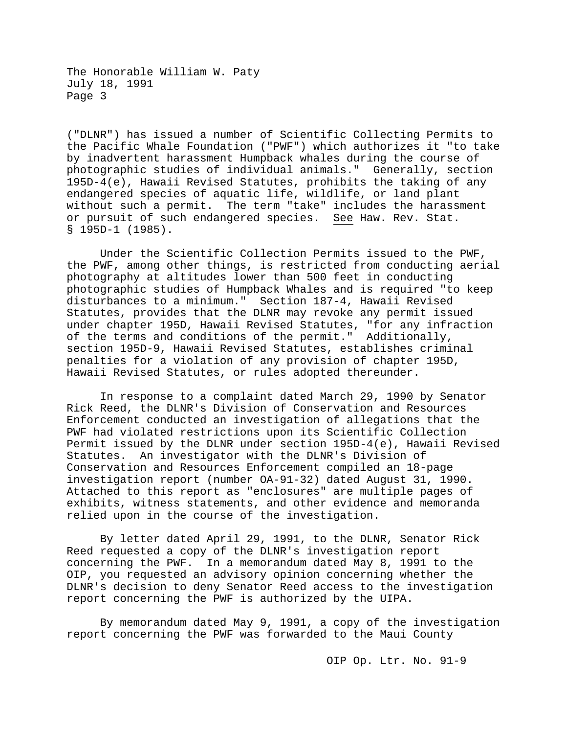("DLNR") has issued a number of Scientific Collecting Permits to the Pacific Whale Foundation ("PWF") which authorizes it "to take by inadvertent harassment Humpback whales during the course of photographic studies of individual animals." Generally, section 195D-4(e), Hawaii Revised Statutes, prohibits the taking of any endangered species of aquatic life, wildlife, or land plant without such a permit. The term "take" includes the harassment or pursuit of such endangered species. See Haw. Rev. Stat. § 195D-1 (1985).

Under the Scientific Collection Permits issued to the PWF, the PWF, among other things, is restricted from conducting aerial photography at altitudes lower than 500 feet in conducting photographic studies of Humpback Whales and is required "to keep disturbances to a minimum." Section 187-4, Hawaii Revised Statutes, provides that the DLNR may revoke any permit issued under chapter 195D, Hawaii Revised Statutes, "for any infraction of the terms and conditions of the permit." Additionally, section 195D-9, Hawaii Revised Statutes, establishes criminal penalties for a violation of any provision of chapter 195D, Hawaii Revised Statutes, or rules adopted thereunder.

In response to a complaint dated March 29, 1990 by Senator Rick Reed, the DLNR's Division of Conservation and Resources Enforcement conducted an investigation of allegations that the PWF had violated restrictions upon its Scientific Collection Permit issued by the DLNR under section 195D-4(e), Hawaii Revised Statutes. An investigator with the DLNR's Division of Conservation and Resources Enforcement compiled an 18-page investigation report (number OA-91-32) dated August 31, 1990. Attached to this report as "enclosures" are multiple pages of exhibits, witness statements, and other evidence and memoranda relied upon in the course of the investigation.

By letter dated April 29, 1991, to the DLNR, Senator Rick Reed requested a copy of the DLNR's investigation report concerning the PWF. In a memorandum dated May 8, 1991 to the OIP, you requested an advisory opinion concerning whether the DLNR's decision to deny Senator Reed access to the investigation report concerning the PWF is authorized by the UIPA.

By memorandum dated May 9, 1991, a copy of the investigation report concerning the PWF was forwarded to the Maui County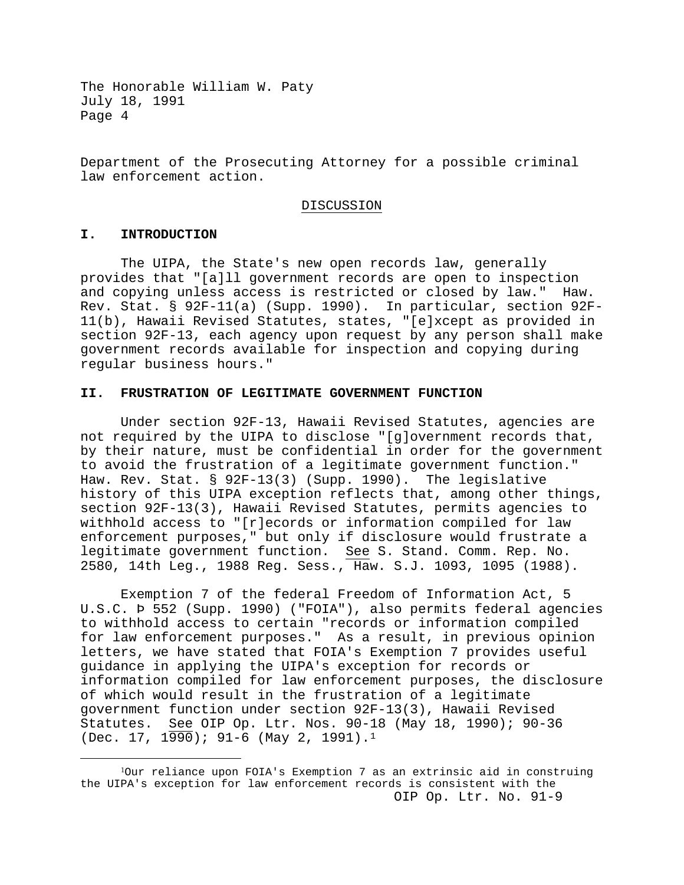Department of the Prosecuting Attorney for a possible criminal law enforcement action.

DISCUSSION

## I. INTRODUCTION

The UIPA, the State's new open records law, generally provides that "[a]ll government records are open to inspection and copying unless access is restricted or closed by law." Haw. Rev. Stat. § 92F-11(a) (Supp. 1990). In particular, section 92F-11(b), Hawaii Revised Statutes, states, "[e]xcept as provided in section 92F-13, each agency upon request by any person shall make government records available for inspection and copying during regular business hours."

## II. FRUSTRATION OF LEGITIMATE GOVERNMENT FUNCTION

Under section 92F-13, Hawaii Revised Statutes, agencies are not required by the UIPA to disclose "[g]overnment records that, by their nature, must be confidential in order for the government to avoid the frustration of a legitimate government function." Haw. Rev. Stat. § 92F-13(3) (Supp. 1990). The legislative history of this UIPA exception reflects that, among other things, section 92F-13(3), Hawaii Revised Statutes, permits agencies to withhold access to "[r]ecords or information compiled for law enforcement purposes," but only if disclosure would frustrate a legitimate government function. See S. Stand. Comm. Rep. No. 2580, 14th Leg., 1988 Reg. Sess., Haw. S.J. 1093, 1095 (1988).

Exemption 7 of the federal Freedom of Information Act, 5 U.S.C. Þ 552 (Supp. 1990) ("FOIA"), also permits federal agencies to withhold access to certain "records or information compiled for law enforcement purposes." As a result, in previous opinion letters, we have stated that FOIA's Exemption 7 provides useful guidance in applying the UIPA's exception for records or information compiled for law enforcement purposes, the disclosure of which would result in the frustration of a legitimate government function under section 92F-13(3), Hawaii Revised Statutes. See OIP Op. Ltr. Nos. 90-18 (May 18, 1990); 90-36 (Dec. 17, 1990); 91-6 (May 2, 1991).[1]

---

[1]Our reliance upon FOIA's Exemption 7 as an extrinsic aid in construing the UIPA's exception for law enforcement records is consistent with the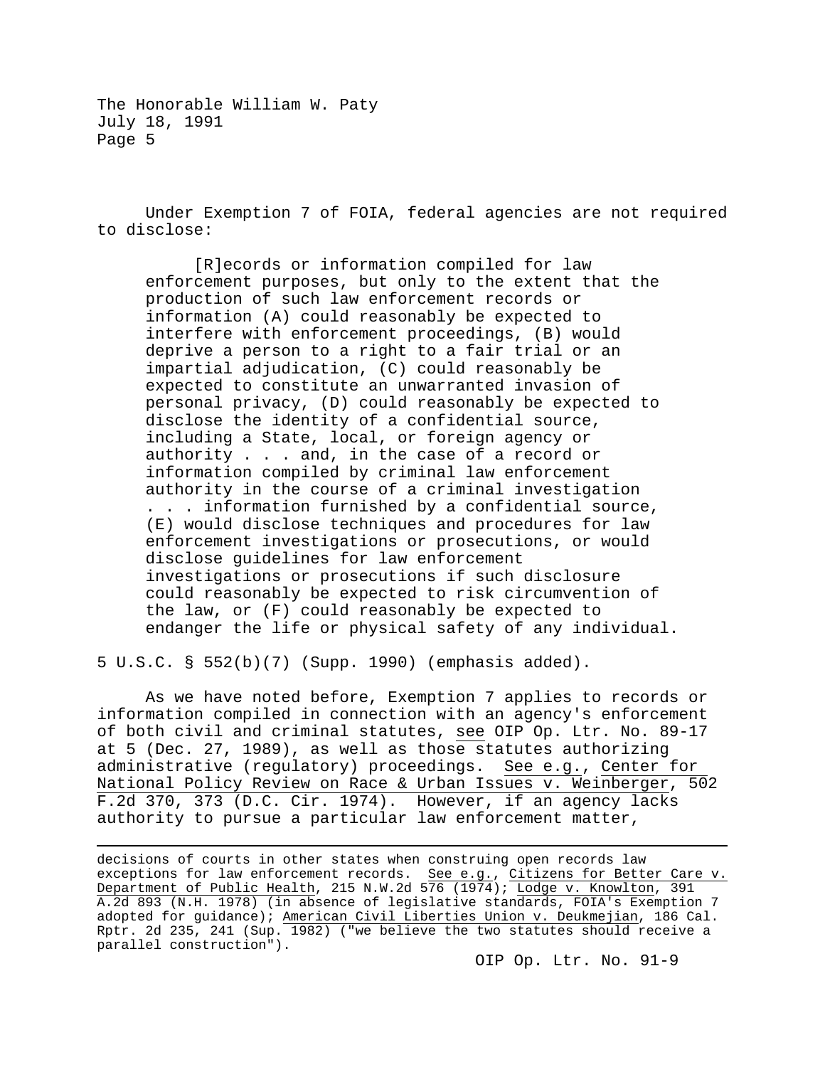Under Exemption 7 of FOIA, federal agencies are not required to disclose:

> [R]ecords or information compiled for law enforcement purposes, but only to the extent that the production of such law enforcement records or information (A) could reasonably be expected to interfere with enforcement proceedings, (B) would deprive a person to a right to a fair trial or an impartial adjudication, (C) could reasonably be expected to constitute an unwarranted invasion of personal privacy, (D) could reasonably be expected to disclose the identity of a confidential source, including a State, local, or foreign agency or authority . . . and, in the case of a record or information compiled by criminal law enforcement authority in the course of a criminal investigation . . . information furnished by a confidential source, (E) would disclose techniques and procedures for law enforcement investigations or prosecutions, or would disclose guidelines for law enforcement investigations or prosecutions if such disclosure could reasonably be expected to risk circumvention of the law, or (F) could reasonably be expected to endanger the life or physical safety of any individual.

5 U.S.C. § 552(b)(7) (Supp. 1990) (emphasis added).

As we have noted before, Exemption 7 applies to records or information compiled in connection with an agency's enforcement of both civil and criminal statutes, _see_ OIP Op. Ltr. No. 89-17 at 5 (Dec. 27, 1989), as well as those statutes authorizing administrative (regulatory) proceedings. _See e.g._, _Center for National Policy Review on Race & Urban Issues v. Weinberger_, 502 F.2d 370, 373 (D.C. Cir. 1974). However, if an agency lacks authority to pursue a particular law enforcement matter,

---

decisions of courts in other states when construing open records law exceptions for law enforcement records. _See e.g._, _Citizens for Better Care v. Department of Public Health_, 215 N.W.2d 576 (1974); _Lodge v. Knowlton_, 391 A.2d 893 (N.H. 1978) (in absence of legislative standards, FOIA's Exemption 7 adopted for guidance); _American Civil Liberties Union v. Deukmejian_, 186 Cal. Rptr. 2d 235, 241 (Sup. 1982) ("we believe the two statutes should receive a parallel construction").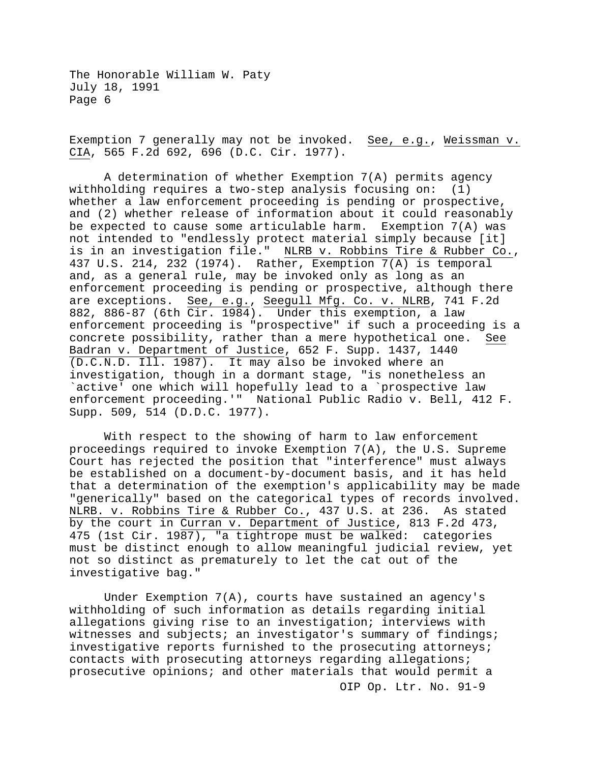Exemption 7 generally may not be invoked. _See, e.g._, _Weissman v. CIA_, 565 F.2d 692, 696 (D.C. Cir. 1977).

A determination of whether Exemption 7(A) permits agency withholding requires a two-step analysis focusing on: (1) whether a law enforcement proceeding is pending or prospective, and (2) whether release of information about it could reasonably be expected to cause some articulable harm. Exemption 7(A) was not intended to "endlessly protect material simply because [it] is in an investigation file." _NLRB v. Robbins Tire & Rubber Co._, 437 U.S. 214, 232 (1974). Rather, Exemption 7(A) is temporal and, as a general rule, may be invoked only as long as an enforcement proceeding is pending or prospective, although there are exceptions. _See, e.g._, _Seegull Mfg. Co. v. NLRB_, 741 F.2d 882, 886-87 (6th Cir. 1984). Under this exemption, a law enforcement proceeding is "prospective" if such a proceeding is a concrete possibility, rather than a mere hypothetical one. _See Badran v. Department of Justice_, 652 F. Supp. 1437, 1440 (D.C.N.D. Ill. 1987). It may also be invoked where an investigation, though in a dormant stage, "is nonetheless an `active' one which will hopefully lead to a `prospective law enforcement proceeding.'" National Public Radio v. Bell, 412 F. Supp. 509, 514 (D.D.C. 1977).

With respect to the showing of harm to law enforcement proceedings required to invoke Exemption 7(A), the U.S. Supreme Court has rejected the position that "interference" must always be established on a document-by-document basis, and it has held that a determination of the exemption's applicability may be made "generically" based on the categorical types of records involved. _NLRB. v. Robbins Tire & Rubber Co._, 437 U.S. at 236. As stated by the court in _Curran v. Department of Justice_, 813 F.2d 473, 475 (1st Cir. 1987), "a tightrope must be walked: categories must be distinct enough to allow meaningful judicial review, yet not so distinct as prematurely to let the cat out of the investigative bag."

Under Exemption 7(A), courts have sustained an agency's withholding of such information as details regarding initial allegations giving rise to an investigation; interviews with witnesses and subjects; an investigator's summary of findings; investigative reports furnished to the prosecuting attorneys; contacts with prosecuting attorneys regarding allegations; prosecutive opinions; and other materials that would permit a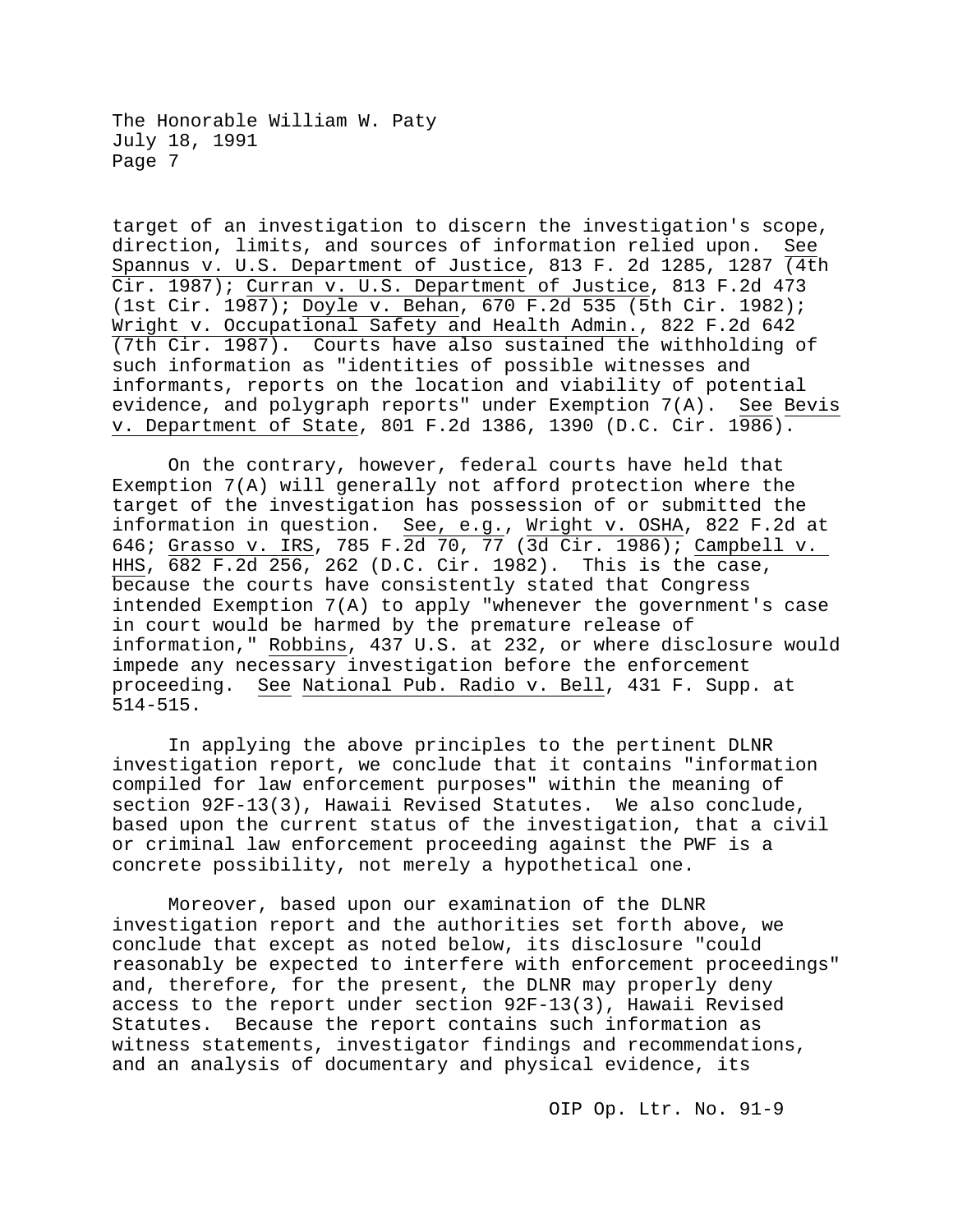target of an investigation to discern the investigation's scope, direction, limits, and sources of information relied upon. See Spannus v. U.S. Department of Justice, 813 F. 2d 1285, 1287 (4th Cir. 1987); Curran v. U.S. Department of Justice, 813 F.2d 473 (1st Cir. 1987); Doyle v. Behan, 670 F.2d 535 (5th Cir. 1982); Wright v. Occupational Safety and Health Admin., 822 F.2d 642 (7th Cir. 1987). Courts have also sustained the withholding of such information as "identities of possible witnesses and informants, reports on the location and viability of potential evidence, and polygraph reports" under Exemption 7(A). See Bevis v. Department of State, 801 F.2d 1386, 1390 (D.C. Cir. 1986).

On the contrary, however, federal courts have held that Exemption 7(A) will generally not afford protection where the target of the investigation has possession of or submitted the information in question. See, e.g., Wright v. OSHA, 822 F.2d at 646; Grasso v. IRS, 785 F.2d 70, 77 (3d Cir. 1986); Campbell v. HHS, 682 F.2d 256, 262 (D.C. Cir. 1982). This is the case, because the courts have consistently stated that Congress intended Exemption 7(A) to apply "whenever the government's case in court would be harmed by the premature release of information," Robbins, 437 U.S. at 232, or where disclosure would impede any necessary investigation before the enforcement proceeding. See National Pub. Radio v. Bell, 431 F. Supp. at 514-515.

In applying the above principles to the pertinent DLNR investigation report, we conclude that it contains "information compiled for law enforcement purposes" within the meaning of section 92F-13(3), Hawaii Revised Statutes. We also conclude, based upon the current status of the investigation, that a civil or criminal law enforcement proceeding against the PWF is a concrete possibility, not merely a hypothetical one.

Moreover, based upon our examination of the DLNR investigation report and the authorities set forth above, we conclude that except as noted below, its disclosure "could reasonably be expected to interfere with enforcement proceedings" and, therefore, for the present, the DLNR may properly deny access to the report under section 92F-13(3), Hawaii Revised Statutes. Because the report contains such information as witness statements, investigator findings and recommendations, and an analysis of documentary and physical evidence, its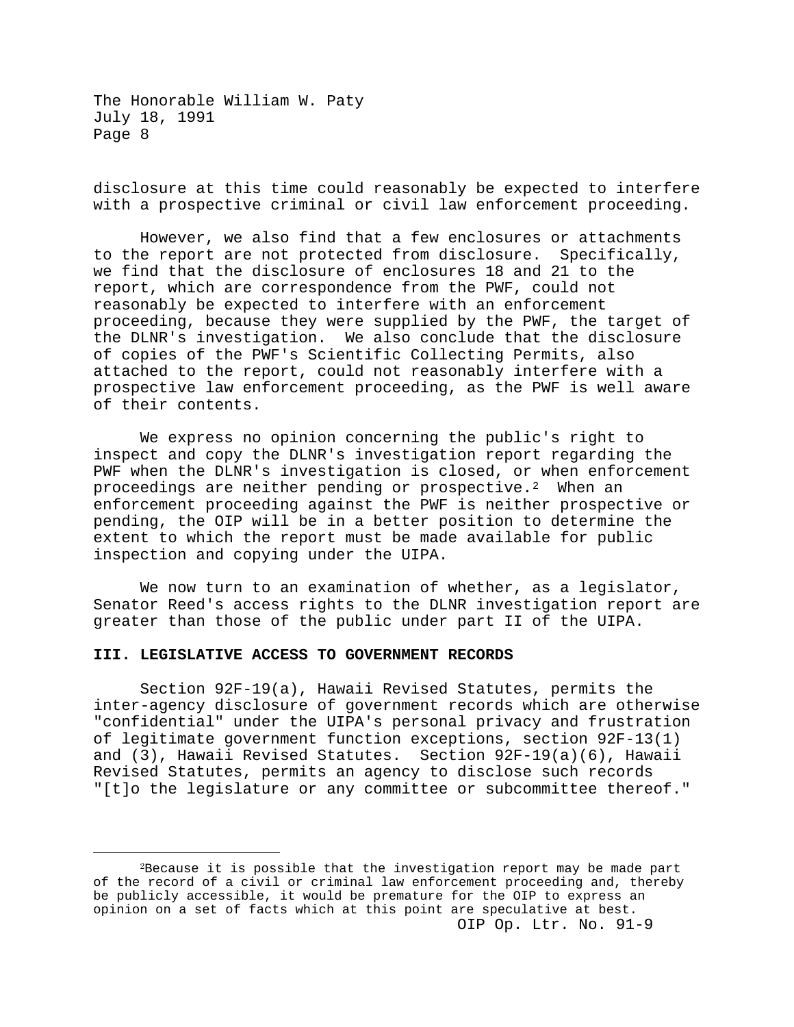disclosure at this time could reasonably be expected to interfere with a prospective criminal or civil law enforcement proceeding.

However, we also find that a few enclosures or attachments to the report are not protected from disclosure. Specifically, we find that the disclosure of enclosures 18 and 21 to the report, which are correspondence from the PWF, could not reasonably be expected to interfere with an enforcement proceeding, because they were supplied by the PWF, the target of the DLNR's investigation. We also conclude that the disclosure of copies of the PWF's Scientific Collecting Permits, also attached to the report, could not reasonably interfere with a prospective law enforcement proceeding, as the PWF is well aware of their contents.

We express no opinion concerning the public's right to inspect and copy the DLNR's investigation report regarding the PWF when the DLNR's investigation is closed, or when enforcement proceedings are neither pending or prospective.[2] When an enforcement proceeding against the PWF is neither prospective or pending, the OIP will be in a better position to determine the extent to which the report must be made available for public inspection and copying under the UIPA.

We now turn to an examination of whether, as a legislator, Senator Reed's access rights to the DLNR investigation report are greater than those of the public under part II of the UIPA.

## III. LEGISLATIVE ACCESS TO GOVERNMENT RECORDS

Section 92F-19(a), Hawaii Revised Statutes, permits the inter-agency disclosure of government records which are otherwise "confidential" under the UIPA's personal privacy and frustration of legitimate government function exceptions, section 92F-13(1) and (3), Hawaii Revised Statutes. Section 92F-19(a)(6), Hawaii Revised Statutes, permits an agency to disclose such records "[t]o the legislature or any committee or subcommittee thereof."

---

[2]Because it is possible that the investigation report may be made part of the record of a civil or criminal law enforcement proceeding and, thereby be publicly accessible, it would be premature for the OIP to express an opinion on a set of facts which at this point are speculative at best.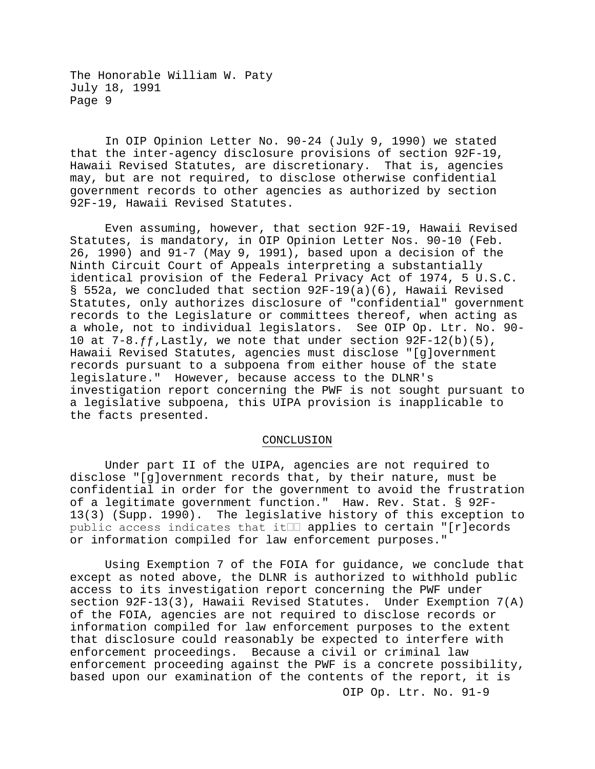In OIP Opinion Letter No. 90-24 (July 9, 1990) we stated that the inter-agency disclosure provisions of section 92F-19, Hawaii Revised Statutes, are discretionary. That is, agencies may, but are not required, to disclose otherwise confidential government records to other agencies as authorized by section 92F-19, Hawaii Revised Statutes.

Even assuming, however, that section 92F-19, Hawaii Revised Statutes, is mandatory, in OIP Opinion Letter Nos. 90-10 (Feb. 26, 1990) and 91-7 (May 9, 1991), based upon a decision of the Ninth Circuit Court of Appeals interpreting a substantially identical provision of the Federal Privacy Act of 1974, 5 U.S.C. § 552a, we concluded that section 92F-19(a)(6), Hawaii Revised Statutes, only authorizes disclosure of "confidential" government records to the Legislature or committees thereof, when acting as a whole, not to individual legislators. See OIP Op. Ltr. No. 90-10 at 7-8.ƒƒ,Lastly, we note that under section 92F-12(b)(5), Hawaii Revised Statutes, agencies must disclose "[g]overnment records pursuant to a subpoena from either house of the state legislature." However, because access to the DLNR's investigation report concerning the PWF is not sought pursuant to a legislative subpoena, this UIPA provision is inapplicable to the facts presented.

## CONCLUSION

Under part II of the UIPA, agencies are not required to disclose "[g]overnment records that, by their nature, must be confidential in order for the government to avoid the frustration of a legitimate government function." Haw. Rev. Stat. § 92F-13(3) (Supp. 1990). The legislative history of this exception to public access indicates that it applies to certain "[r]ecords or information compiled for law enforcement purposes."

Using Exemption 7 of the FOIA for guidance, we conclude that except as noted above, the DLNR is authorized to withhold public access to its investigation report concerning the PWF under section 92F-13(3), Hawaii Revised Statutes. Under Exemption 7(A) of the FOIA, agencies are not required to disclose records or information compiled for law enforcement purposes to the extent that disclosure could reasonably be expected to interfere with enforcement proceedings. Because a civil or criminal law enforcement proceeding against the PWF is a concrete possibility, based upon our examination of the contents of the report, it is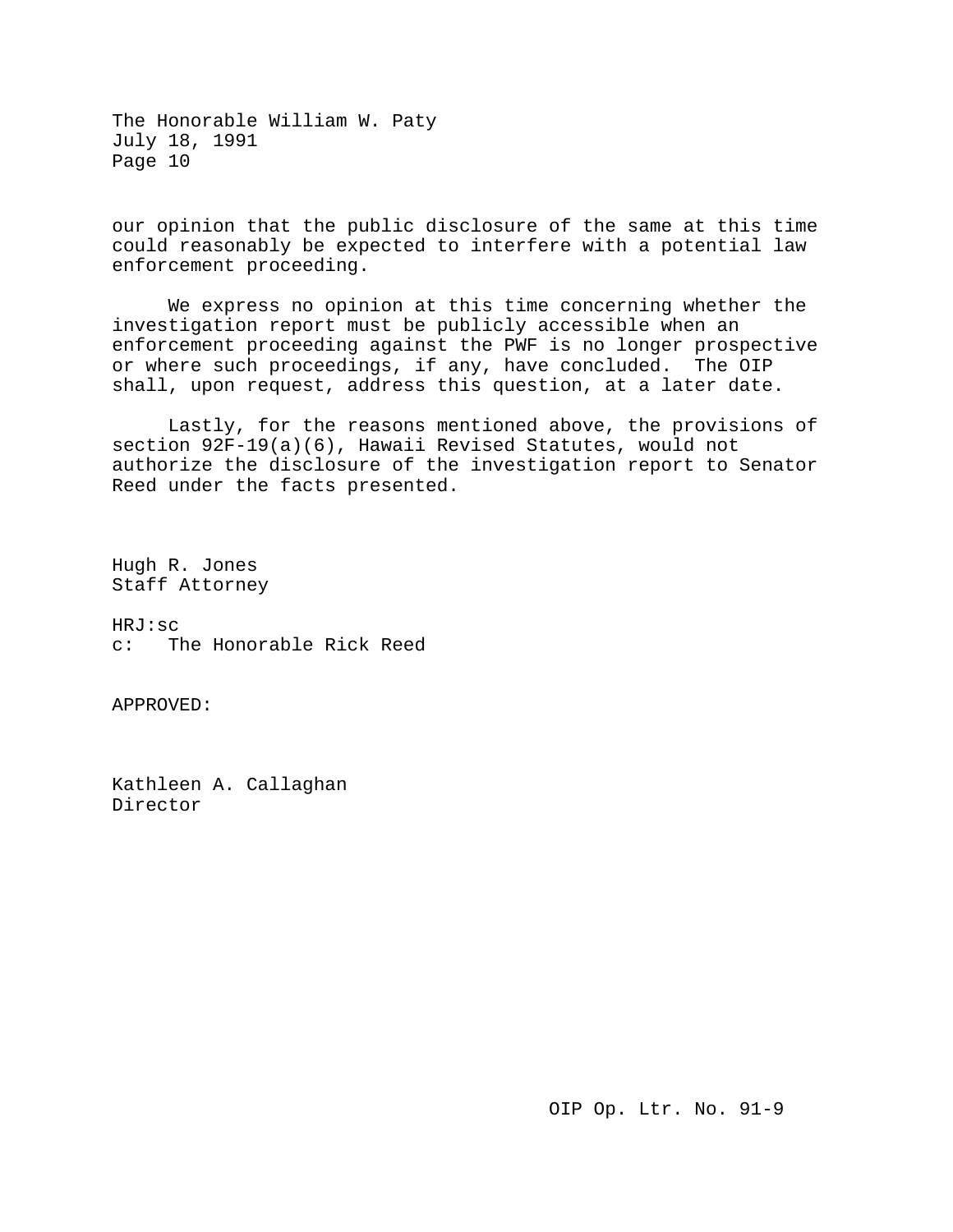our opinion that the public disclosure of the same at this time could reasonably be expected to interfere with a potential law enforcement proceeding.

We express no opinion at this time concerning whether the investigation report must be publicly accessible when an enforcement proceeding against the PWF is no longer prospective or where such proceedings, if any, have concluded. The OIP shall, upon request, address this question, at a later date.

Lastly, for the reasons mentioned above, the provisions of section 92F-19(a)(6), Hawaii Revised Statutes, would not authorize the disclosure of the investigation report to Senator Reed under the facts presented.

Hugh R. Jones
Staff Attorney

HRJ:sc
c: The Honorable Rick Reed

APPROVED:

Kathleen A. Callaghan
Director